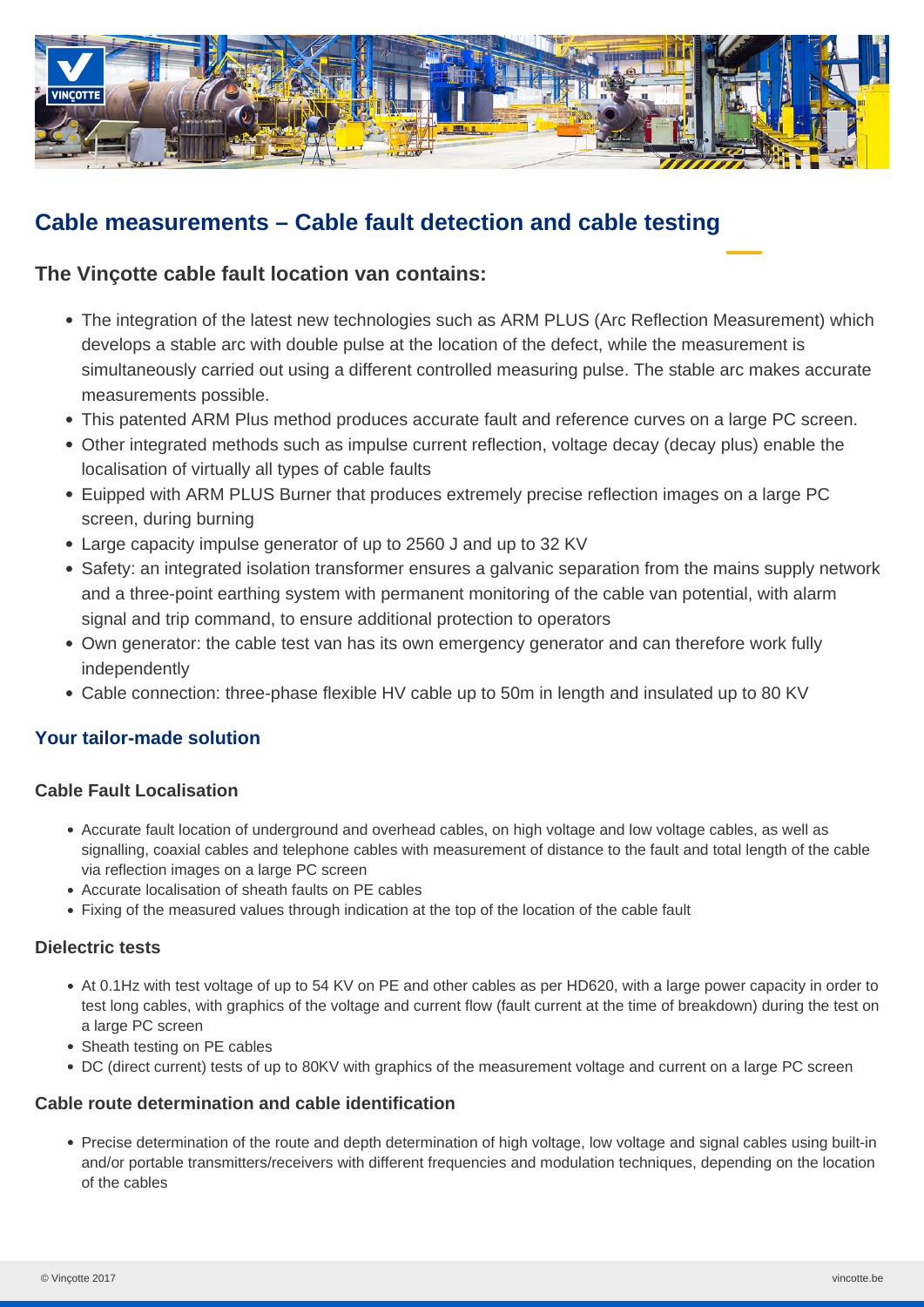# Cable measurements – Cable fault detection and cable testing

## The Vinçotte cable fault location van contains:

- The integration of the latest new technologies such as ARM PLUS (Arc Reflection Measurement) which develops a stable arc with double pulse at the location of the defect, while the measurement is simultaneously carried out using a different controlled measuring pulse. The stable arc makes accurate measurements possible.
- This patented ARM Plus method produces accurate fault and reference curves on a large PC screen.
- Other integrated methods such as impulse current reflection, voltage decay (decay plus) enable the localisation of virtually all types of cable faults
- Euipped with ARM PLUS Burner that produces extremely precise reflection images on a large PC screen, during burning
- Large capacity impulse generator of up to 2560 J and up to 32 KV
- Safety: an integrated isolation transformer ensures a galvanic separation from the mains supply network and a three-point earthing system with permanent monitoring of the cable van potential, with alarm signal and trip command, to ensure additional protection to operators
- Own generator: the cable test van has its own emergency generator and can therefore work fully independently
- Cable connection: three-phase flexible HV cable up to 50m in length and insulated up to 80 KV

### Your tailor-made solution

#### Cable Fault Localisation

- Accurate fault location of underground and overhead cables, on high voltage and low voltage cables, as well as signalling, coaxial cables and telephone cables with measurement of distance to the fault and total length of the cable via reflection images on a large PC screen
- Accurate localisation of sheath faults on PE cables
- Fixing of the measured values through indication at the top of the location of the cable fault

#### Dielectric tests

- At 0.1Hz with test voltage of up to 54 KV on PE and other cables as per HD620, with a large power capacity in order to test long cables, with graphics of the voltage and current flow (fault current at the time of breakdown) during the test on a large PC screen
- Sheath testing on PE cables
- DC (direct current) tests of up to 80KV with graphics of the measurement voltage and current on a large PC screen

#### Cable route determination and cable identification

- Precise determination of the route and depth determination of high voltage, low voltage and signal cables using built-in and/or portable transmitters/receivers with different frequencies and modulation techniques, depending on the location of the cables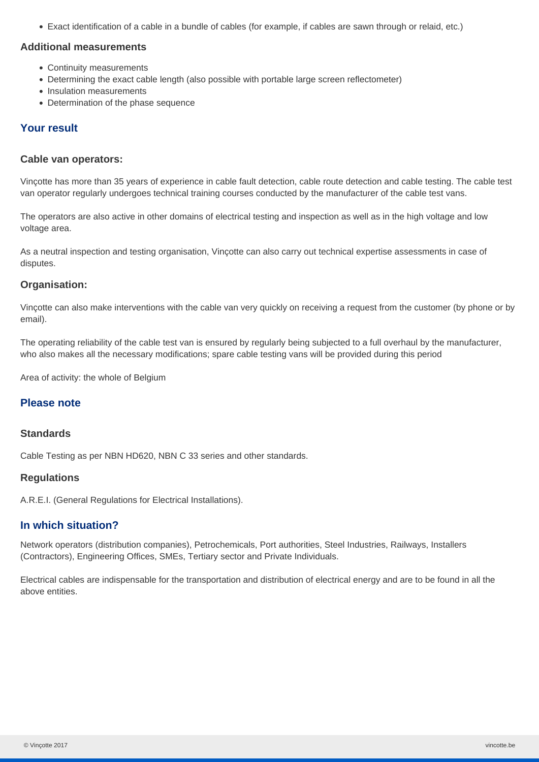- Exact identification of a cable in a bundle of cables (for example, if cables are sawn through or relaid, etc.)

### Additional measurements

- Continuity measurements
- Determining the exact cable length (also possible with portable large screen reflectometer)
- Insulation measurements
- Determination of the phase sequence

## Your result

### Cable van operators:

Vinçotte has more than 35 years of experience in cable fault detection, cable route detection and cable testing. The cable test van operator regularly undergoes technical training courses conducted by the manufacturer of the cable test vans.

The operators are also active in other domains of electrical testing and inspection as well as in the high voltage and low voltage area.

As a neutral inspection and testing organisation, Vinçotte can also carry out technical expertise assessments in case of disputes.

### Organisation:

Vinçotte can also make interventions with the cable van very quickly on receiving a request from the customer (by phone or by email).

The operating reliability of the cable test van is ensured by regularly being subjected to a full overhaul by the manufacturer, who also makes all the necessary modifications; spare cable testing vans will be provided during this period

Area of activity: the whole of Belgium

## Please note

### Standards

Cable Testing as per NBN HD620, NBN C 33 series and other standards.

### Regulations

A.R.E.I. (General Regulations for Electrical Installations).

## In which situation?

Network operators (distribution companies), Petrochemicals, Port authorities, Steel Industries, Railways, Installers (Contractors), Engineering Offices, SMEs, Tertiary sector and Private Individuals.

Electrical cables are indispensable for the transportation and distribution of electrical energy and are to be found in all the above entities.